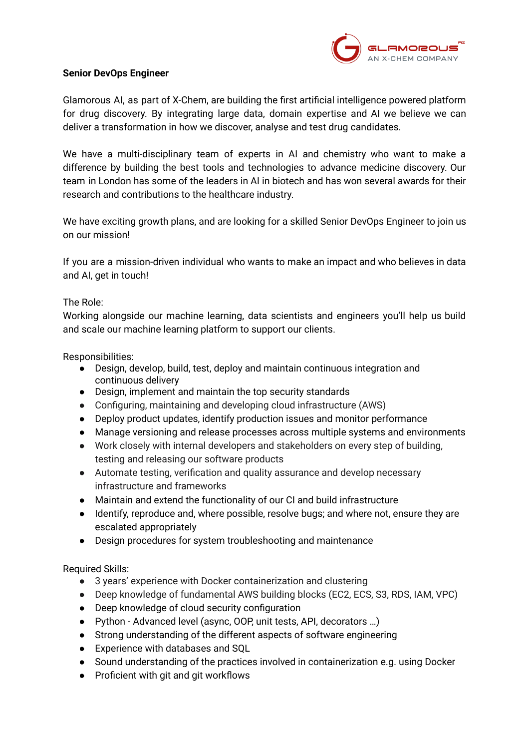GLAMOROUS AI
AN X-CHEM COMPANY

**Senior DevOps Engineer**

Glamorous AI, as part of X-Chem, are building the first artificial intelligence powered platform for drug discovery. By integrating large data, domain expertise and AI we believe we can deliver a transformation in how we discover, analyse and test drug candidates.

We have a multi-disciplinary team of experts in AI and chemistry who want to make a difference by building the best tools and technologies to advance medicine discovery. Our team in London has some of the leaders in AI in biotech and has won several awards for their research and contributions to the healthcare industry.

We have exciting growth plans, and are looking for a skilled Senior DevOps Engineer to join us on our mission!

If you are a mission-driven individual who wants to make an impact and who believes in data and AI, get in touch!

The Role:
Working alongside our machine learning, data scientists and engineers you'll help us build and scale our machine learning platform to support our clients.

Responsibilities:

- Design, develop, build, test, deploy and maintain continuous integration and continuous delivery
- Design, implement and maintain the top security standards
- Configuring, maintaining and developing cloud infrastructure (AWS)
- Deploy product updates, identify production issues and monitor performance
- Manage versioning and release processes across multiple systems and environments
- Work closely with internal developers and stakeholders on every step of building, testing and releasing our software products
- Automate testing, verification and quality assurance and develop necessary infrastructure and frameworks
- Maintain and extend the functionality of our CI and build infrastructure
- Identify, reproduce and, where possible, resolve bugs; and where not, ensure they are escalated appropriately
- Design procedures for system troubleshooting and maintenance

Required Skills:

- 3 years' experience with Docker containerization and clustering
- Deep knowledge of fundamental AWS building blocks (EC2, ECS, S3, RDS, IAM, VPC)
- Deep knowledge of cloud security configuration
- Python - Advanced level (async, OOP, unit tests, API, decorators ...)
- Strong understanding of the different aspects of software engineering
- Experience with databases and SQL
- Sound understanding of the practices involved in containerization e.g. using Docker
- Proficient with git and git workflows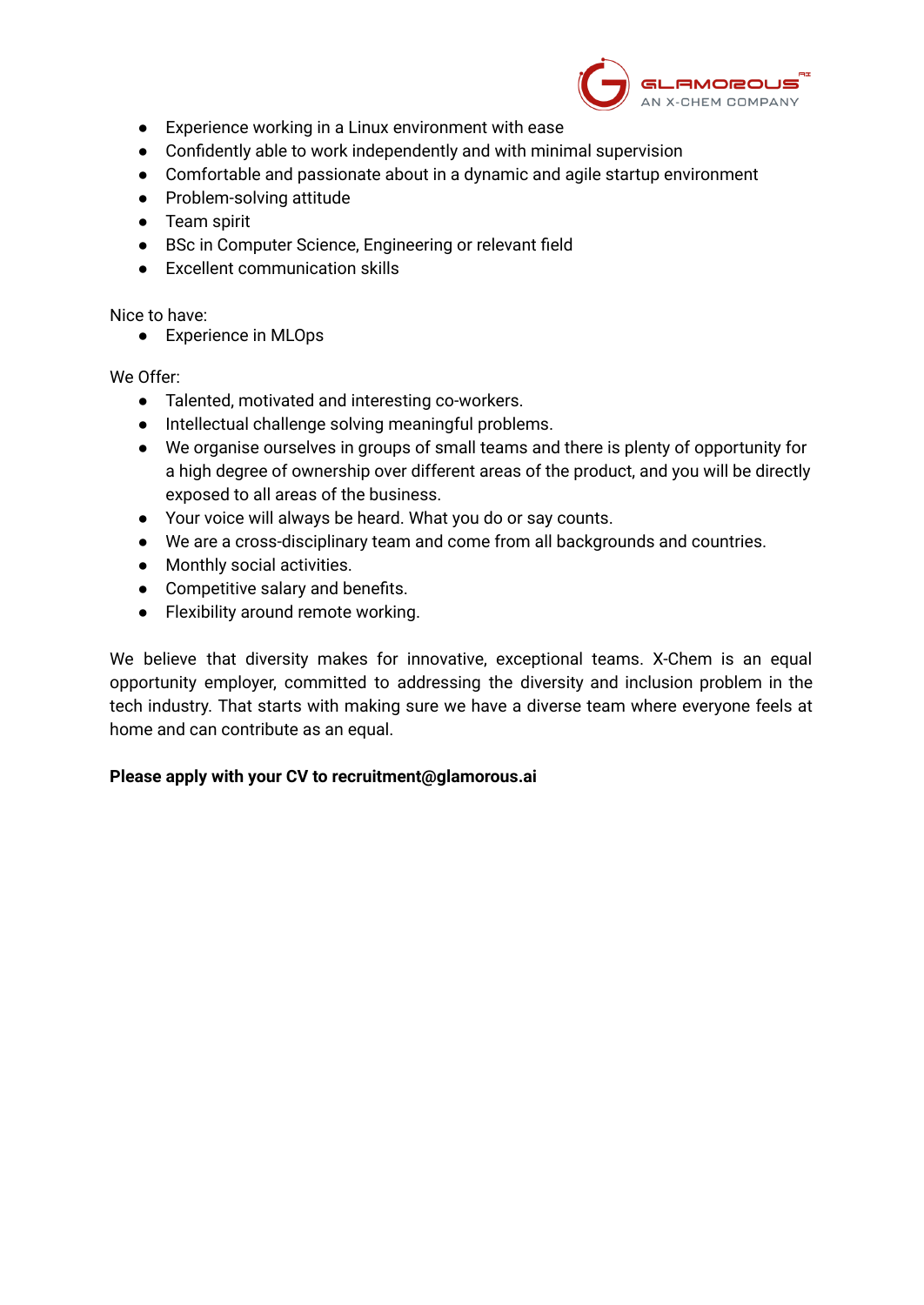- Experience working in a Linux environment with ease
- Confidently able to work independently and with minimal supervision
- Comfortable and passionate about in a dynamic and agile startup environment
- Problem-solving attitude
- Team spirit
- BSc in Computer Science, Engineering or relevant field
- Excellent communication skills

Nice to have:

- Experience in MLOps

We Offer:

- Talented, motivated and interesting co-workers.
- Intellectual challenge solving meaningful problems.
- We organise ourselves in groups of small teams and there is plenty of opportunity for a high degree of ownership over different areas of the product, and you will be directly exposed to all areas of the business.
- Your voice will always be heard. What you do or say counts.
- We are a cross-disciplinary team and come from all backgrounds and countries.
- Monthly social activities.
- Competitive salary and benefits.
- Flexibility around remote working.

We believe that diversity makes for innovative, exceptional teams. X-Chem is an equal opportunity employer, committed to addressing the diversity and inclusion problem in the tech industry. That starts with making sure we have a diverse team where everyone feels at home and can contribute as an equal.

**Please apply with your CV to recruitment@glamorous.ai**